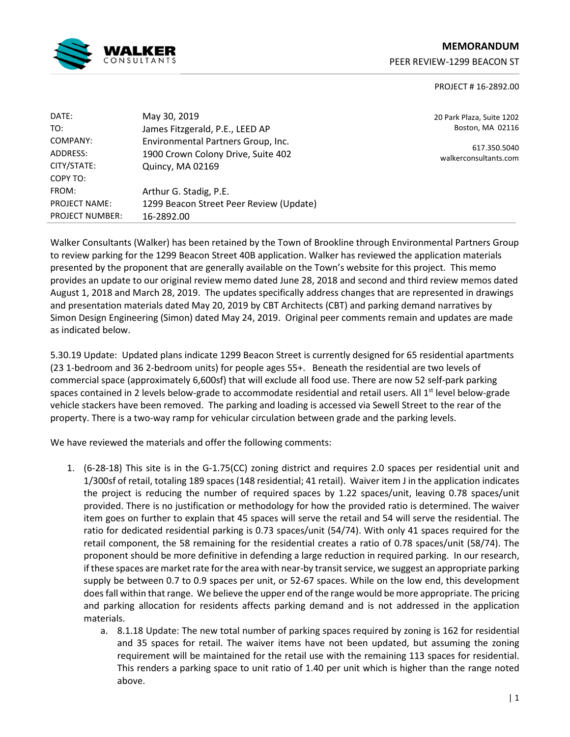**MEMORANDUM**

PEER REVIEW-1299 BEACON ST

PROJECT # 16-2892.00

| | |
|---|---|
| DATE: | May 30, 2019 |
| TO: | James Fitzgerald, P.E., LEED AP |
| COMPANY: | Environmental Partners Group, Inc. |
| ADDRESS: | 1900 Crown Colony Drive, Suite 402 |
| CITY/STATE: | Quincy, MA 02169 |
| COPY TO: | |
| FROM: | Arthur G. Stadig, P.E. |
| PROJECT NAME: | 1299 Beacon Street Peer Review (Update) |
| PROJECT NUMBER: | 16-2892.00 |

20 Park Plaza, Suite 1202
Boston, MA 02116

617.350.5040
walkerconsultants.com

Walker Consultants (Walker) has been retained by the Town of Brookline through Environmental Partners Group to review parking for the 1299 Beacon Street 40B application. Walker has reviewed the application materials presented by the proponent that are generally available on the Town's website for this project. This memo provides an update to our original review memo dated June 28, 2018 and second and third review memos dated August 1, 2018 and March 28, 2019. The updates specifically address changes that are represented in drawings and presentation materials dated May 20, 2019 by CBT Architects (CBT) and parking demand narratives by Simon Design Engineering (Simon) dated May 24, 2019. Original peer comments remain and updates are made as indicated below.

5.30.19 Update: Updated plans indicate 1299 Beacon Street is currently designed for 65 residential apartments (23 1-bedroom and 36 2-bedroom units) for people ages 55+. Beneath the residential are two levels of commercial space (approximately 6,600sf) that will exclude all food use. There are now 52 self-park parking spaces contained in 2 levels below-grade to accommodate residential and retail users. All 1st level below-grade vehicle stackers have been removed. The parking and loading is accessed via Sewell Street to the rear of the property. There is a two-way ramp for vehicular circulation between grade and the parking levels.

We have reviewed the materials and offer the following comments:

1. (6-28-18) This site is in the G-1.75(CC) zoning district and requires 2.0 spaces per residential unit and 1/300sf of retail, totaling 189 spaces (148 residential; 41 retail). Waiver item J in the application indicates the project is reducing the number of required spaces by 1.22 spaces/unit, leaving 0.78 spaces/unit provided. There is no justification or methodology for how the provided ratio is determined. The waiver item goes on further to explain that 45 spaces will serve the retail and 54 will serve the residential. The ratio for dedicated residential parking is 0.73 spaces/unit (54/74). With only 41 spaces required for the retail component, the 58 remaining for the residential creates a ratio of 0.78 spaces/unit (58/74). The proponent should be more definitive in defending a large reduction in required parking. In our research, if these spaces are market rate for the area with near-by transit service, we suggest an appropriate parking supply be between 0.7 to 0.9 spaces per unit, or 52-67 spaces. While on the low end, this development does fall within that range. We believe the upper end of the range would be more appropriate. The pricing and parking allocation for residents affects parking demand and is not addressed in the application materials.
   a. 8.1.18 Update: The new total number of parking spaces required by zoning is 162 for residential and 35 spaces for retail. The waiver items have not been updated, but assuming the zoning requirement will be maintained for the retail use with the remaining 113 spaces for residential. This renders a parking space to unit ratio of 1.40 per unit which is higher than the range noted above.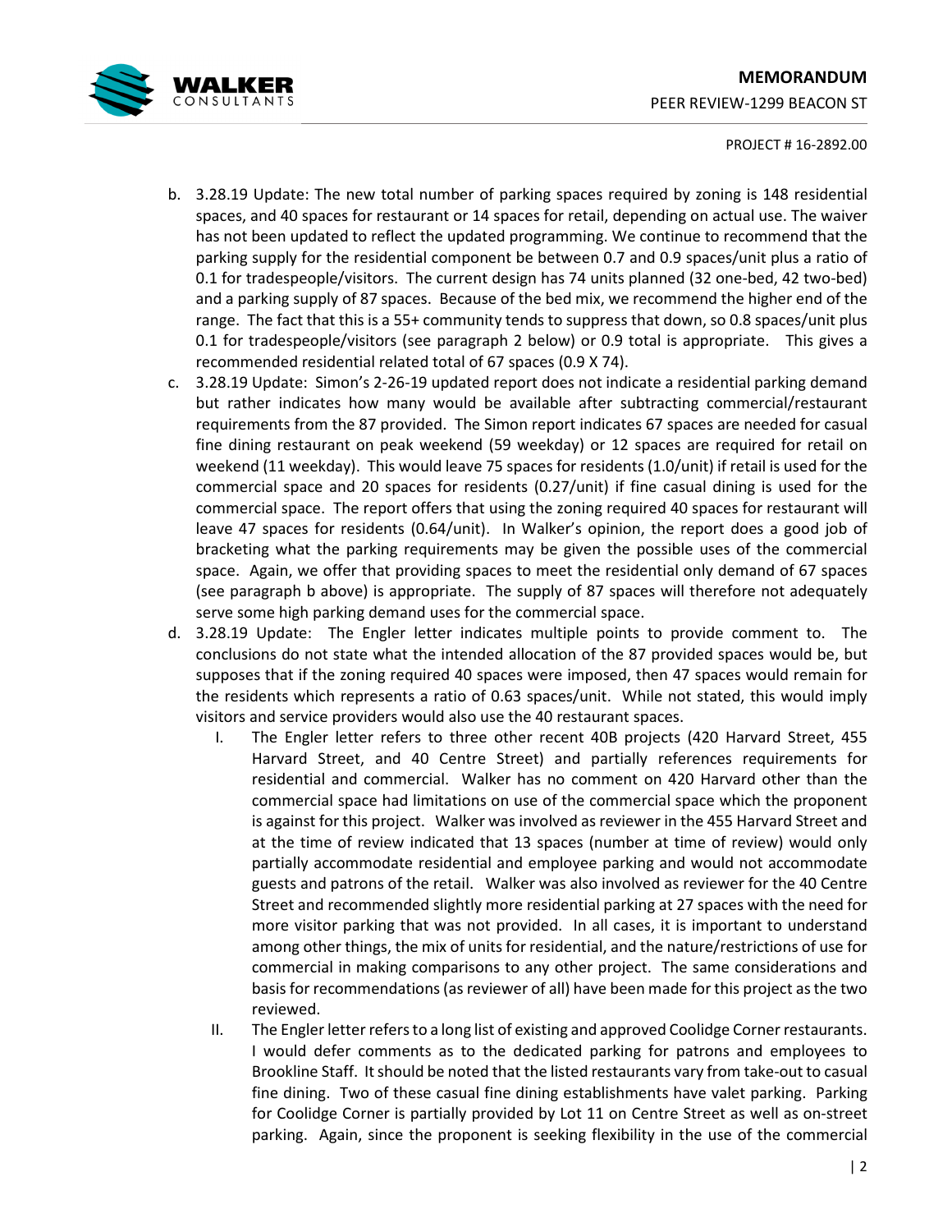b. 3.28.19 Update: The new total number of parking spaces required by zoning is 148 residential spaces, and 40 spaces for restaurant or 14 spaces for retail, depending on actual use. The waiver has not been updated to reflect the updated programming. We continue to recommend that the parking supply for the residential component be between 0.7 and 0.9 spaces/unit plus a ratio of 0.1 for tradespeople/visitors. The current design has 74 units planned (32 one-bed, 42 two-bed) and a parking supply of 87 spaces. Because of the bed mix, we recommend the higher end of the range. The fact that this is a 55+ community tends to suppress that down, so 0.8 spaces/unit plus 0.1 for tradespeople/visitors (see paragraph 2 below) or 0.9 total is appropriate. This gives a recommended residential related total of 67 spaces (0.9 X 74).

c. 3.28.19 Update: Simon's 2-26-19 updated report does not indicate a residential parking demand but rather indicates how many would be available after subtracting commercial/restaurant requirements from the 87 provided. The Simon report indicates 67 spaces are needed for casual fine dining restaurant on peak weekend (59 weekday) or 12 spaces are required for retail on weekend (11 weekday). This would leave 75 spaces for residents (1.0/unit) if retail is used for the commercial space and 20 spaces for residents (0.27/unit) if fine casual dining is used for the commercial space. The report offers that using the zoning required 40 spaces for restaurant will leave 47 spaces for residents (0.64/unit). In Walker's opinion, the report does a good job of bracketing what the parking requirements may be given the possible uses of the commercial space. Again, we offer that providing spaces to meet the residential only demand of 67 spaces (see paragraph b above) is appropriate. The supply of 87 spaces will therefore not adequately serve some high parking demand uses for the commercial space.

d. 3.28.19 Update: The Engler letter indicates multiple points to provide comment to. The conclusions do not state what the intended allocation of the 87 provided spaces would be, but supposes that if the zoning required 40 spaces were imposed, then 47 spaces would remain for the residents which represents a ratio of 0.63 spaces/unit. While not stated, this would imply visitors and service providers would also use the 40 restaurant spaces.

   I. The Engler letter refers to three other recent 40B projects (420 Harvard Street, 455 Harvard Street, and 40 Centre Street) and partially references requirements for residential and commercial. Walker has no comment on 420 Harvard other than the commercial space had limitations on use of the commercial space which the proponent is against for this project. Walker was involved as reviewer in the 455 Harvard Street and at the time of review indicated that 13 spaces (number at time of review) would only partially accommodate residential and employee parking and would not accommodate guests and patrons of the retail. Walker was also involved as reviewer for the 40 Centre Street and recommended slightly more residential parking at 27 spaces with the need for more visitor parking that was not provided. In all cases, it is important to understand among other things, the mix of units for residential, and the nature/restrictions of use for commercial in making comparisons to any other project. The same considerations and basis for recommendations (as reviewer of all) have been made for this project as the two reviewed.

   II. The Engler letter refers to a long list of existing and approved Coolidge Corner restaurants. I would defer comments as to the dedicated parking for patrons and employees to Brookline Staff. It should be noted that the listed restaurants vary from take-out to casual fine dining. Two of these casual fine dining establishments have valet parking. Parking for Coolidge Corner is partially provided by Lot 11 on Centre Street as well as on-street parking. Again, since the proponent is seeking flexibility in the use of the commercial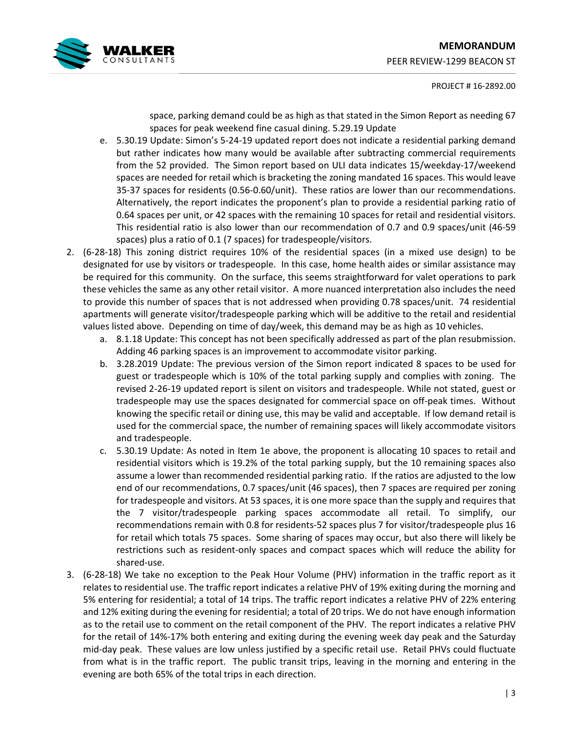space, parking demand could be as high as that stated in the Simon Report as needing 67 spaces for peak weekend fine casual dining. 5.29.19 Update

   e. 5.30.19 Update: Simon's 5-24-19 updated report does not indicate a residential parking demand but rather indicates how many would be available after subtracting commercial requirements from the 52 provided. The Simon report based on ULI data indicates 15/weekday-17/weekend spaces are needed for retail which is bracketing the zoning mandated 16 spaces. This would leave 35-37 spaces for residents (0.56-0.60/unit). These ratios are lower than our recommendations. Alternatively, the report indicates the proponent's plan to provide a residential parking ratio of 0.64 spaces per unit, or 42 spaces with the remaining 10 spaces for retail and residential visitors. This residential ratio is also lower than our recommendation of 0.7 and 0.9 spaces/unit (46-59 spaces) plus a ratio of 0.1 (7 spaces) for tradespeople/visitors.

2. (6-28-18) This zoning district requires 10% of the residential spaces (in a mixed use design) to be designated for use by visitors or tradespeople. In this case, home health aides or similar assistance may be required for this community. On the surface, this seems straightforward for valet operations to park these vehicles the same as any other retail visitor. A more nuanced interpretation also includes the need to provide this number of spaces that is not addressed when providing 0.78 spaces/unit. 74 residential apartments will generate visitor/tradespeople parking which will be additive to the retail and residential values listed above. Depending on time of day/week, this demand may be as high as 10 vehicles.
   a. 8.1.18 Update: This concept has not been specifically addressed as part of the plan resubmission. Adding 46 parking spaces is an improvement to accommodate visitor parking.
   b. 3.28.2019 Update: The previous version of the Simon report indicated 8 spaces to be used for guest or tradespeople which is 10% of the total parking supply and complies with zoning. The revised 2-26-19 updated report is silent on visitors and tradespeople. While not stated, guest or tradespeople may use the spaces designated for commercial space on off-peak times. Without knowing the specific retail or dining use, this may be valid and acceptable. If low demand retail is used for the commercial space, the number of remaining spaces will likely accommodate visitors and tradespeople.
   c. 5.30.19 Update: As noted in Item 1e above, the proponent is allocating 10 spaces to retail and residential visitors which is 19.2% of the total parking supply, but the 10 remaining spaces also assume a lower than recommended residential parking ratio. If the ratios are adjusted to the low end of our recommendations, 0.7 spaces/unit (46 spaces), then 7 spaces are required per zoning for tradespeople and visitors. At 53 spaces, it is one more space than the supply and requires that the 7 visitor/tradespeople parking spaces accommodate all retail. To simplify, our recommendations remain with 0.8 for residents-52 spaces plus 7 for visitor/tradespeople plus 16 for retail which totals 75 spaces. Some sharing of spaces may occur, but also there will likely be restrictions such as resident-only spaces and compact spaces which will reduce the ability for shared-use.

3. (6-28-18) We take no exception to the Peak Hour Volume (PHV) information in the traffic report as it relates to residential use. The traffic report indicates a relative PHV of 19% exiting during the morning and 5% entering for residential; a total of 14 trips. The traffic report indicates a relative PHV of 22% entering and 12% exiting during the evening for residential; a total of 20 trips. We do not have enough information as to the retail use to comment on the retail component of the PHV. The report indicates a relative PHV for the retail of 14%-17% both entering and exiting during the evening week day peak and the Saturday mid-day peak. These values are low unless justified by a specific retail use. Retail PHVs could fluctuate from what is in the traffic report. The public transit trips, leaving in the morning and entering in the evening are both 65% of the total trips in each direction.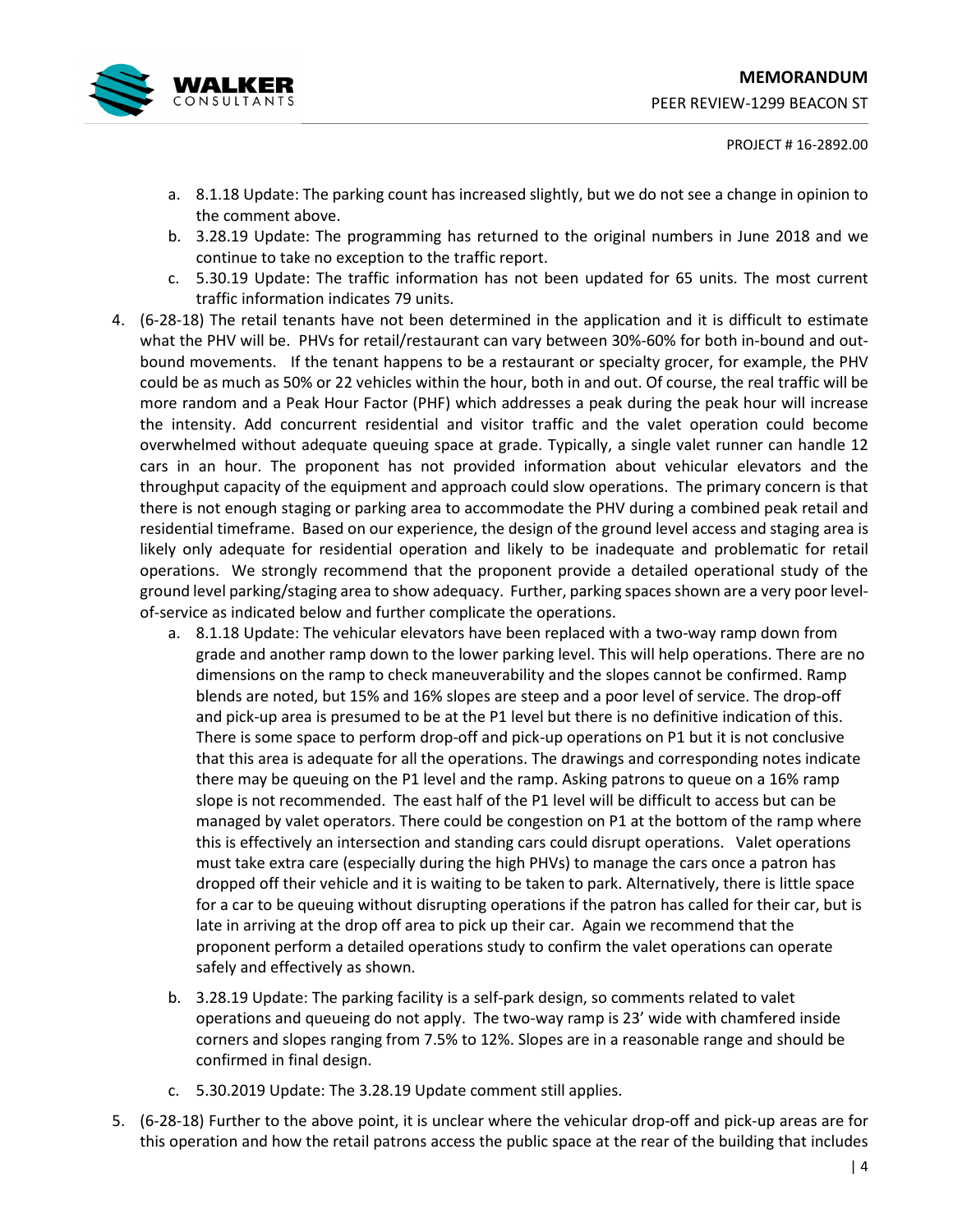a. 8.1.18 Update: The parking count has increased slightly, but we do not see a change in opinion to the comment above.
   b. 3.28.19 Update: The programming has returned to the original numbers in June 2018 and we continue to take no exception to the traffic report.
   c. 5.30.19 Update: The traffic information has not been updated for 65 units. The most current traffic information indicates 79 units.

4. (6-28-18) The retail tenants have not been determined in the application and it is difficult to estimate what the PHV will be. PHVs for retail/restaurant can vary between 30%-60% for both in-bound and out-bound movements. If the tenant happens to be a restaurant or specialty grocer, for example, the PHV could be as much as 50% or 22 vehicles within the hour, both in and out. Of course, the real traffic will be more random and a Peak Hour Factor (PHF) which addresses a peak during the peak hour will increase the intensity. Add concurrent residential and visitor traffic and the valet operation could become overwhelmed without adequate queuing space at grade. Typically, a single valet runner can handle 12 cars in an hour. The proponent has not provided information about vehicular elevators and the throughput capacity of the equipment and approach could slow operations. The primary concern is that there is not enough staging or parking area to accommodate the PHV during a combined peak retail and residential timeframe. Based on our experience, the design of the ground level access and staging area is likely only adequate for residential operation and likely to be inadequate and problematic for retail operations. We strongly recommend that the proponent provide a detailed operational study of the ground level parking/staging area to show adequacy. Further, parking spaces shown are a very poor level-of-service as indicated below and further complicate the operations.
   a. 8.1.18 Update: The vehicular elevators have been replaced with a two-way ramp down from grade and another ramp down to the lower parking level. This will help operations. There are no dimensions on the ramp to check maneuverability and the slopes cannot be confirmed. Ramp blends are noted, but 15% and 16% slopes are steep and a poor level of service. The drop-off and pick-up area is presumed to be at the P1 level but there is no definitive indication of this. There is some space to perform drop-off and pick-up operations on P1 but it is not conclusive that this area is adequate for all the operations. The drawings and corresponding notes indicate there may be queuing on the P1 level and the ramp. Asking patrons to queue on a 16% ramp slope is not recommended. The east half of the P1 level will be difficult to access but can be managed by valet operators. There could be congestion on P1 at the bottom of the ramp where this is effectively an intersection and standing cars could disrupt operations. Valet operations must take extra care (especially during the high PHVs) to manage the cars once a patron has dropped off their vehicle and it is waiting to be taken to park. Alternatively, there is little space for a car to be queuing without disrupting operations if the patron has called for their car, but is late in arriving at the drop off area to pick up their car. Again we recommend that the proponent perform a detailed operations study to confirm the valet operations can operate safely and effectively as shown.
   b. 3.28.19 Update: The parking facility is a self-park design, so comments related to valet operations and queueing do not apply. The two-way ramp is 23' wide with chamfered inside corners and slopes ranging from 7.5% to 12%. Slopes are in a reasonable range and should be confirmed in final design.
   c. 5.30.2019 Update: The 3.28.19 Update comment still applies.

5. (6-28-18) Further to the above point, it is unclear where the vehicular drop-off and pick-up areas are for this operation and how the retail patrons access the public space at the rear of the building that includes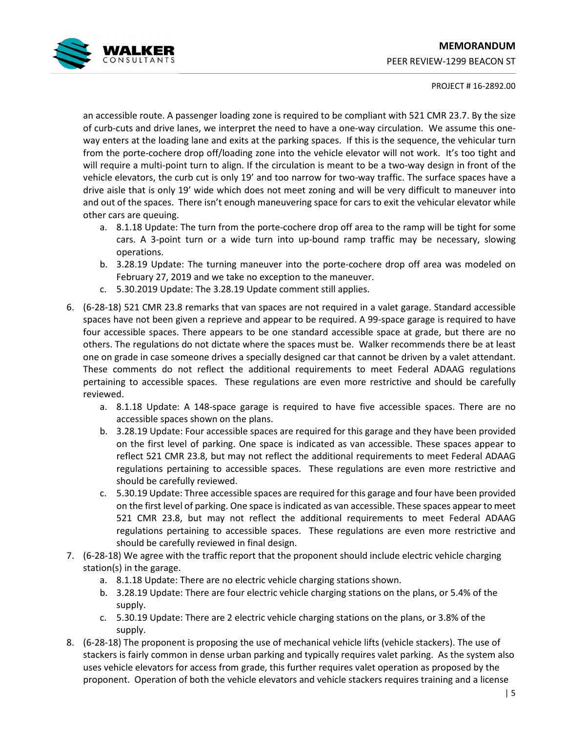an accessible route. A passenger loading zone is required to be compliant with 521 CMR 23.7. By the size of curb-cuts and drive lanes, we interpret the need to have a one-way circulation. We assume this one-way enters at the loading lane and exits at the parking spaces. If this is the sequence, the vehicular turn from the porte-cochere drop off/loading zone into the vehicle elevator will not work. It's too tight and will require a multi-point turn to align. If the circulation is meant to be a two-way design in front of the vehicle elevators, the curb cut is only 19' and too narrow for two-way traffic. The surface spaces have a drive aisle that is only 19' wide which does not meet zoning and will be very difficult to maneuver into and out of the spaces. There isn't enough maneuvering space for cars to exit the vehicular elevator while other cars are queuing.

   a. 8.1.18 Update: The turn from the porte-cochere drop off area to the ramp will be tight for some cars. A 3-point turn or a wide turn into up-bound ramp traffic may be necessary, slowing operations.
   b. 3.28.19 Update: The turning maneuver into the porte-cochere drop off area was modeled on February 27, 2019 and we take no exception to the maneuver.
   c. 5.30.2019 Update: The 3.28.19 Update comment still applies.

6. (6-28-18) 521 CMR 23.8 remarks that van spaces are not required in a valet garage. Standard accessible spaces have not been given a reprieve and appear to be required. A 99-space garage is required to have four accessible spaces. There appears to be one standard accessible space at grade, but there are no others. The regulations do not dictate where the spaces must be. Walker recommends there be at least one on grade in case someone drives a specially designed car that cannot be driven by a valet attendant. These comments do not reflect the additional requirements to meet Federal ADAAG regulations pertaining to accessible spaces. These regulations are even more restrictive and should be carefully reviewed.
   a. 8.1.18 Update: A 148-space garage is required to have five accessible spaces. There are no accessible spaces shown on the plans.
   b. 3.28.19 Update: Four accessible spaces are required for this garage and they have been provided on the first level of parking. One space is indicated as van accessible. These spaces appear to reflect 521 CMR 23.8, but may not reflect the additional requirements to meet Federal ADAAG regulations pertaining to accessible spaces. These regulations are even more restrictive and should be carefully reviewed.
   c. 5.30.19 Update: Three accessible spaces are required for this garage and four have been provided on the first level of parking. One space is indicated as van accessible. These spaces appear to meet 521 CMR 23.8, but may not reflect the additional requirements to meet Federal ADAAG regulations pertaining to accessible spaces. These regulations are even more restrictive and should be carefully reviewed in final design.
7. (6-28-18) We agree with the traffic report that the proponent should include electric vehicle charging station(s) in the garage.
   a. 8.1.18 Update: There are no electric vehicle charging stations shown.
   b. 3.28.19 Update: There are four electric vehicle charging stations on the plans, or 5.4% of the supply.
   c. 5.30.19 Update: There are 2 electric vehicle charging stations on the plans, or 3.8% of the supply.
8. (6-28-18) The proponent is proposing the use of mechanical vehicle lifts (vehicle stackers). The use of stackers is fairly common in dense urban parking and typically requires valet parking. As the system also uses vehicle elevators for access from grade, this further requires valet operation as proposed by the proponent. Operation of both the vehicle elevators and vehicle stackers requires training and a license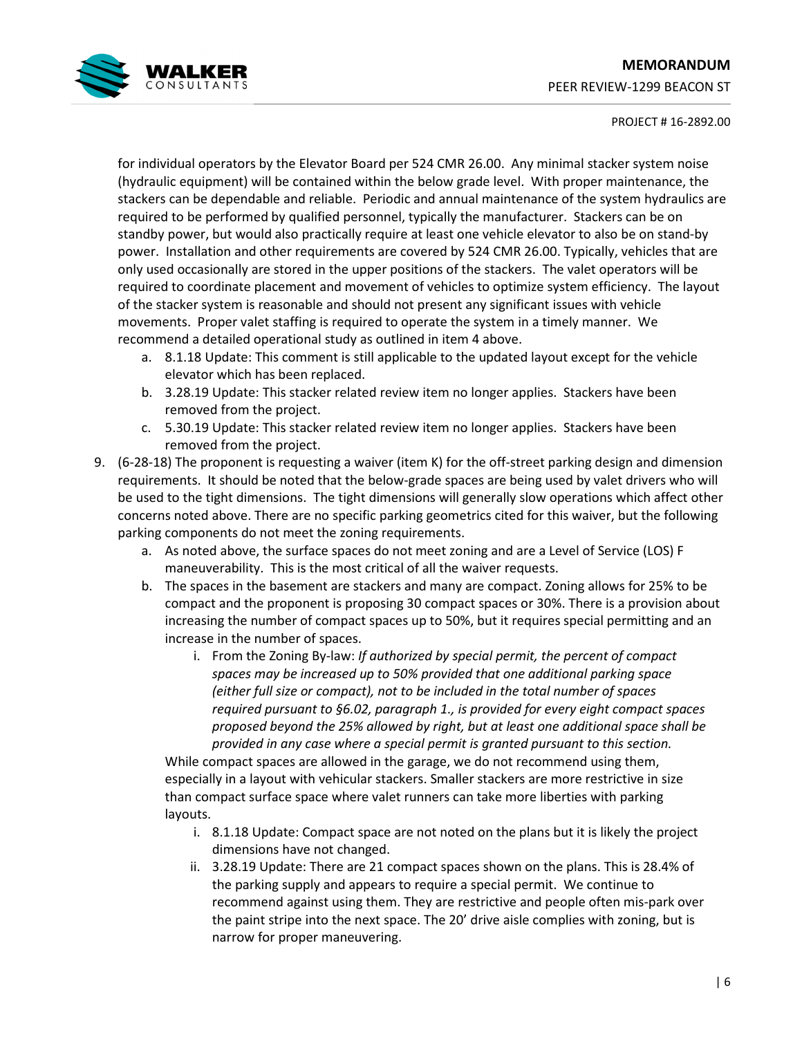for individual operators by the Elevator Board per 524 CMR 26.00. Any minimal stacker system noise (hydraulic equipment) will be contained within the below grade level. With proper maintenance, the stackers can be dependable and reliable. Periodic and annual maintenance of the system hydraulics are required to be performed by qualified personnel, typically the manufacturer. Stackers can be on standby power, but would also practically require at least one vehicle elevator to also be on stand-by power. Installation and other requirements are covered by 524 CMR 26.00. Typically, vehicles that are only used occasionally are stored in the upper positions of the stackers. The valet operators will be required to coordinate placement and movement of vehicles to optimize system efficiency. The layout of the stacker system is reasonable and should not present any significant issues with vehicle movements. Proper valet staffing is required to operate the system in a timely manner. We recommend a detailed operational study as outlined in item 4 above.

   a. 8.1.18 Update: This comment is still applicable to the updated layout except for the vehicle elevator which has been replaced.
   b. 3.28.19 Update: This stacker related review item no longer applies. Stackers have been removed from the project.
   c. 5.30.19 Update: This stacker related review item no longer applies. Stackers have been removed from the project.

9. (6-28-18) The proponent is requesting a waiver (item K) for the off-street parking design and dimension requirements. It should be noted that the below-grade spaces are being used by valet drivers who will be used to the tight dimensions. The tight dimensions will generally slow operations which affect other concerns noted above. There are no specific parking geometrics cited for this waiver, but the following parking components do not meet the zoning requirements.
   a. As noted above, the surface spaces do not meet zoning and are a Level of Service (LOS) F maneuverability. This is the most critical of all the waiver requests.
   b. The spaces in the basement are stackers and many are compact. Zoning allows for 25% to be compact and the proponent is proposing 30 compact spaces or 30%. There is a provision about increasing the number of compact spaces up to 50%, but it requires special permitting and an increase in the number of spaces.
      i. From the Zoning By-law: *If authorized by special permit, the percent of compact spaces may be increased up to 50% provided that one additional parking space (either full size or compact), not to be included in the total number of spaces required pursuant to §6.02, paragraph 1., is provided for every eight compact spaces proposed beyond the 25% allowed by right, but at least one additional space shall be provided in any case where a special permit is granted pursuant to this section.*

      While compact spaces are allowed in the garage, we do not recommend using them, especially in a layout with vehicular stackers. Smaller stackers are more restrictive in size than compact surface space where valet runners can take more liberties with parking layouts.

      i. 8.1.18 Update: Compact space are not noted on the plans but it is likely the project dimensions have not changed.
      ii. 3.28.19 Update: There are 21 compact spaces shown on the plans. This is 28.4% of the parking supply and appears to require a special permit. We continue to recommend against using them. They are restrictive and people often mis-park over the paint stripe into the next space. The 20' drive aisle complies with zoning, but is narrow for proper maneuvering.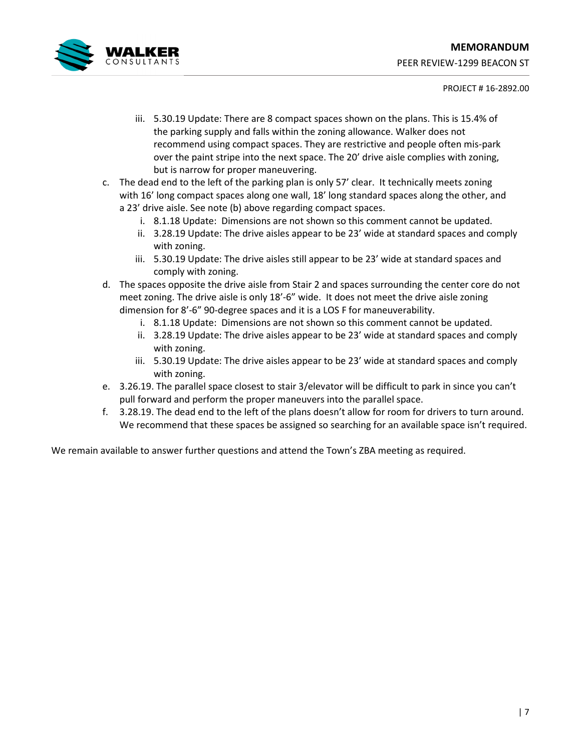iii. 5.30.19 Update: There are 8 compact spaces shown on the plans. This is 15.4% of the parking supply and falls within the zoning allowance. Walker does not recommend using compact spaces. They are restrictive and people often mis-park over the paint stripe into the next space. The 20' drive aisle complies with zoning, but is narrow for proper maneuvering.

c. The dead end to the left of the parking plan is only 57' clear. It technically meets zoning with 16' long compact spaces along one wall, 18' long standard spaces along the other, and a 23' drive aisle. See note (b) above regarding compact spaces.
   i. 8.1.18 Update: Dimensions are not shown so this comment cannot be updated.
   ii. 3.28.19 Update: The drive aisles appear to be 23' wide at standard spaces and comply with zoning.
   iii. 5.30.19 Update: The drive aisles still appear to be 23' wide at standard spaces and comply with zoning.

d. The spaces opposite the drive aisle from Stair 2 and spaces surrounding the center core do not meet zoning. The drive aisle is only 18'-6" wide. It does not meet the drive aisle zoning dimension for 8'-6" 90-degree spaces and it is a LOS F for maneuverability.
   i. 8.1.18 Update: Dimensions are not shown so this comment cannot be updated.
   ii. 3.28.19 Update: The drive aisles appear to be 23' wide at standard spaces and comply with zoning.
   iii. 5.30.19 Update: The drive aisles appear to be 23' wide at standard spaces and comply with zoning.

e. 3.26.19. The parallel space closest to stair 3/elevator will be difficult to park in since you can't pull forward and perform the proper maneuvers into the parallel space.

f. 3.28.19. The dead end to the left of the plans doesn't allow for room for drivers to turn around. We recommend that these spaces be assigned so searching for an available space isn't required.

We remain available to answer further questions and attend the Town's ZBA meeting as required.